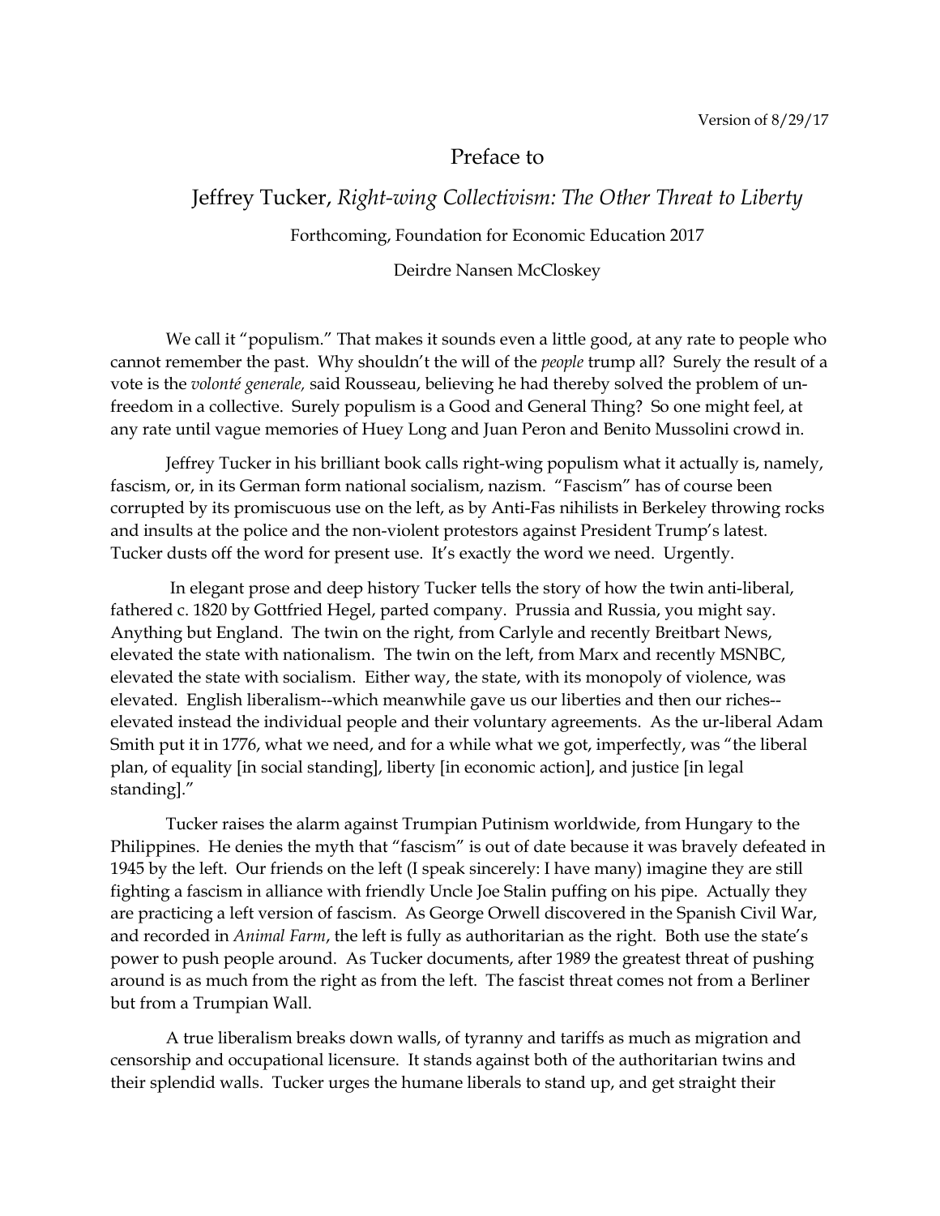Version of 8/29/17

# Preface to

## Jeffrey Tucker, *Right-wing Collectivism: The Other Threat to Liberty*

Forthcoming, Foundation for Economic Education 2017

Deirdre Nansen McCloskey

We call it "populism." That makes it sounds even a little good, at any rate to people who cannot remember the past. Why shouldn't the will of the *people* trump all? Surely the result of a vote is the *volonté generale,* said Rousseau, believing he had thereby solved the problem of un-freedom in a collective. Surely populism is a Good and General Thing? So one might feel, at any rate until vague memories of Huey Long and Juan Peron and Benito Mussolini crowd in.

Jeffrey Tucker in his brilliant book calls right-wing populism what it actually is, namely, fascism, or, in its German form national socialism, nazism. "Fascism" has of course been corrupted by its promiscuous use on the left, as by Anti-Fas nihilists in Berkeley throwing rocks and insults at the police and the non-violent protestors against President Trump's latest. Tucker dusts off the word for present use. It's exactly the word we need. Urgently.

In elegant prose and deep history Tucker tells the story of how the twin anti-liberal, fathered c. 1820 by Gottfried Hegel, parted company. Prussia and Russia, you might say. Anything but England. The twin on the right, from Carlyle and recently Breitbart News, elevated the state with nationalism. The twin on the left, from Marx and recently MSNBC, elevated the state with socialism. Either way, the state, with its monopoly of violence, was elevated. English liberalism--which meanwhile gave us our liberties and then our riches--elevated instead the individual people and their voluntary agreements. As the ur-liberal Adam Smith put it in 1776, what we need, and for a while what we got, imperfectly, was "the liberal plan, of equality [in social standing], liberty [in economic action], and justice [in legal standing]."

Tucker raises the alarm against Trumpian Putinism worldwide, from Hungary to the Philippines. He denies the myth that "fascism" is out of date because it was bravely defeated in 1945 by the left. Our friends on the left (I speak sincerely: I have many) imagine they are still fighting a fascism in alliance with friendly Uncle Joe Stalin puffing on his pipe. Actually they are practicing a left version of fascism. As George Orwell discovered in the Spanish Civil War, and recorded in *Animal Farm*, the left is fully as authoritarian as the right. Both use the state's power to push people around. As Tucker documents, after 1989 the greatest threat of pushing around is as much from the right as from the left. The fascist threat comes not from a Berliner but from a Trumpian Wall.

A true liberalism breaks down walls, of tyranny and tariffs as much as migration and censorship and occupational licensure. It stands against both of the authoritarian twins and their splendid walls. Tucker urges the humane liberals to stand up, and get straight their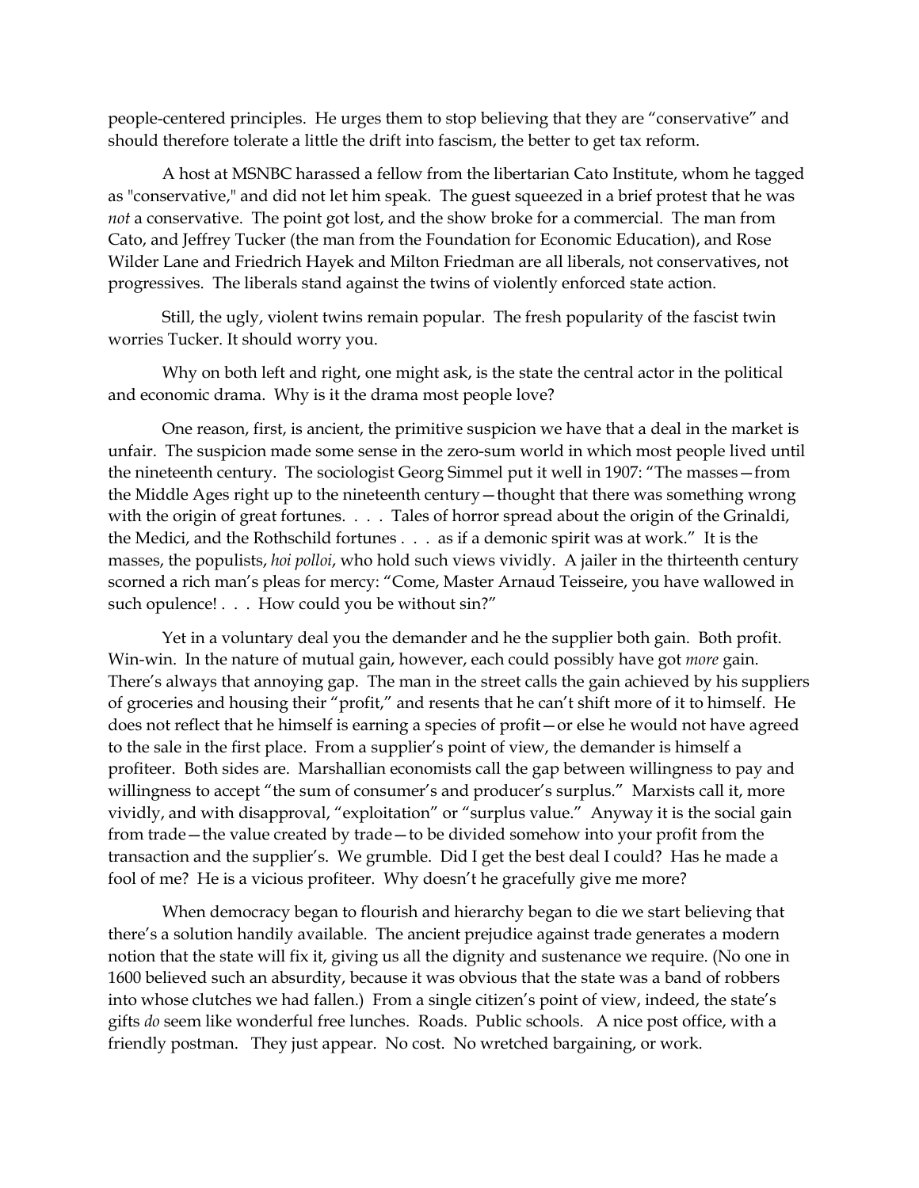people-centered principles. He urges them to stop believing that they are "conservative" and should therefore tolerate a little the drift into fascism, the better to get tax reform.

A host at MSNBC harassed a fellow from the libertarian Cato Institute, whom he tagged as "conservative," and did not let him speak. The guest squeezed in a brief protest that he was *not* a conservative. The point got lost, and the show broke for a commercial. The man from Cato, and Jeffrey Tucker (the man from the Foundation for Economic Education), and Rose Wilder Lane and Friedrich Hayek and Milton Friedman are all liberals, not conservatives, not progressives. The liberals stand against the twins of violently enforced state action.

Still, the ugly, violent twins remain popular. The fresh popularity of the fascist twin worries Tucker. It should worry you.

Why on both left and right, one might ask, is the state the central actor in the political and economic drama. Why is it the drama most people love?

One reason, first, is ancient, the primitive suspicion we have that a deal in the market is unfair. The suspicion made some sense in the zero-sum world in which most people lived until the nineteenth century. The sociologist Georg Simmel put it well in 1907: "The masses—from the Middle Ages right up to the nineteenth century—thought that there was something wrong with the origin of great fortunes. . . . Tales of horror spread about the origin of the Grinaldi, the Medici, and the Rothschild fortunes . . . as if a demonic spirit was at work." It is the masses, the populists, *hoi polloi*, who hold such views vividly. A jailer in the thirteenth century scorned a rich man's pleas for mercy: "Come, Master Arnaud Teisseire, you have wallowed in such opulence! . . . How could you be without sin?"

Yet in a voluntary deal you the demander and he the supplier both gain. Both profit. Win-win. In the nature of mutual gain, however, each could possibly have got *more* gain. There's always that annoying gap. The man in the street calls the gain achieved by his suppliers of groceries and housing their "profit," and resents that he can't shift more of it to himself. He does not reflect that he himself is earning a species of profit—or else he would not have agreed to the sale in the first place. From a supplier's point of view, the demander is himself a profiteer. Both sides are. Marshallian economists call the gap between willingness to pay and willingness to accept "the sum of consumer's and producer's surplus." Marxists call it, more vividly, and with disapproval, "exploitation" or "surplus value." Anyway it is the social gain from trade—the value created by trade—to be divided somehow into your profit from the transaction and the supplier's. We grumble. Did I get the best deal I could? Has he made a fool of me? He is a vicious profiteer. Why doesn't he gracefully give me more?

When democracy began to flourish and hierarchy began to die we start believing that there's a solution handily available. The ancient prejudice against trade generates a modern notion that the state will fix it, giving us all the dignity and sustenance we require. (No one in 1600 believed such an absurdity, because it was obvious that the state was a band of robbers into whose clutches we had fallen.) From a single citizen's point of view, indeed, the state's gifts *do* seem like wonderful free lunches. Roads. Public schools. A nice post office, with a friendly postman. They just appear. No cost. No wretched bargaining, or work.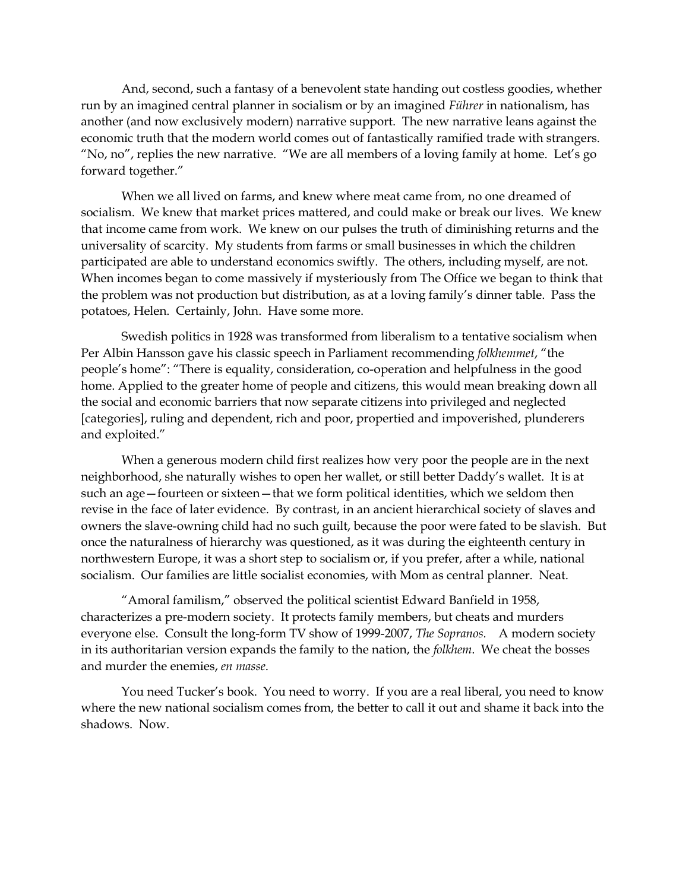And, second, such a fantasy of a benevolent state handing out costless goodies, whether run by an imagined central planner in socialism or by an imagined *Führer* in nationalism, has another (and now exclusively modern) narrative support. The new narrative leans against the economic truth that the modern world comes out of fantastically ramified trade with strangers. "No, no", replies the new narrative. "We are all members of a loving family at home. Let's go forward together."

When we all lived on farms, and knew where meat came from, no one dreamed of socialism. We knew that market prices mattered, and could make or break our lives. We knew that income came from work. We knew on our pulses the truth of diminishing returns and the universality of scarcity. My students from farms or small businesses in which the children participated are able to understand economics swiftly. The others, including myself, are not. When incomes began to come massively if mysteriously from The Office we began to think that the problem was not production but distribution, as at a loving family's dinner table. Pass the potatoes, Helen. Certainly, John. Have some more.

Swedish politics in 1928 was transformed from liberalism to a tentative socialism when Per Albin Hansson gave his classic speech in Parliament recommending *folkhemmet*, "the people's home": "There is equality, consideration, co-operation and helpfulness in the good home. Applied to the greater home of people and citizens, this would mean breaking down all the social and economic barriers that now separate citizens into privileged and neglected [categories], ruling and dependent, rich and poor, propertied and impoverished, plunderers and exploited."

When a generous modern child first realizes how very poor the people are in the next neighborhood, she naturally wishes to open her wallet, or still better Daddy's wallet. It is at such an age—fourteen or sixteen—that we form political identities, which we seldom then revise in the face of later evidence. By contrast, in an ancient hierarchical society of slaves and owners the slave-owning child had no such guilt, because the poor were fated to be slavish. But once the naturalness of hierarchy was questioned, as it was during the eighteenth century in northwestern Europe, it was a short step to socialism or, if you prefer, after a while, national socialism. Our families are little socialist economies, with Mom as central planner. Neat.

"Amoral familism," observed the political scientist Edward Banfield in 1958, characterizes a pre-modern society. It protects family members, but cheats and murders everyone else. Consult the long-form TV show of 1999-2007, *The Sopranos.* A modern society in its authoritarian version expands the family to the nation, the *folkhem*. We cheat the bosses and murder the enemies, *en masse*.

You need Tucker's book. You need to worry. If you are a real liberal, you need to know where the new national socialism comes from, the better to call it out and shame it back into the shadows. Now.